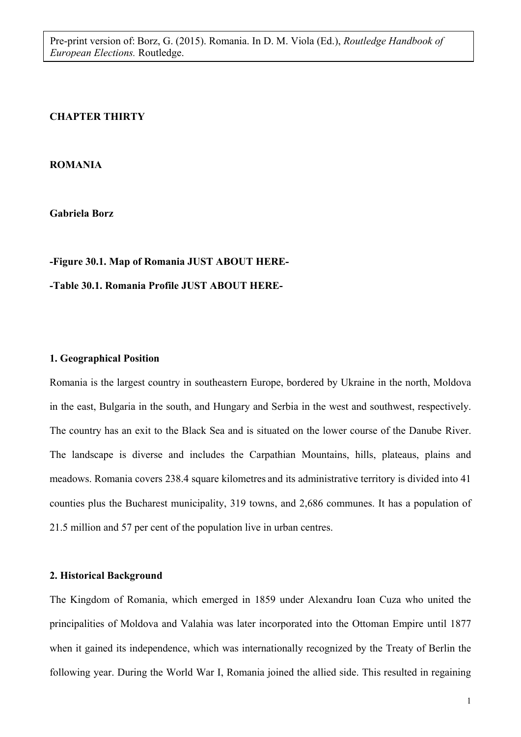Pre-print version of: Borz, G. (2015). Romania. In D. M. Viola (Ed.), *Routledge Handbook of European Elections.* Routledge.

**CHAPTER THIRTY**

**ROMANIA**

**Gabriela Borz**

**-Figure 30.1. Map of Romania JUST ABOUT HERE-**

**-Table 30.1. Romania Profile JUST ABOUT HERE-**

### 1. Geographical Position

Romania is the largest country in southeastern Europe, bordered by Ukraine in the north, Moldova in the east, Bulgaria in the south, and Hungary and Serbia in the west and southwest, respectively. The country has an exit to the Black Sea and is situated on the lower course of the Danube River. The landscape is diverse and includes the Carpathian Mountains, hills, plateaus, plains and meadows. Romania covers 238.4 square kilometres and its administrative territory is divided into 41 counties plus the Bucharest municipality, 319 towns, and 2,686 communes. It has a population of 21.5 million and 57 per cent of the population live in urban centres.

### 2. Historical Background

The Kingdom of Romania, which emerged in 1859 under Alexandru Ioan Cuza who united the principalities of Moldova and Valahia was later incorporated into the Ottoman Empire until 1877 when it gained its independence, which was internationally recognized by the Treaty of Berlin the following year. During the World War I, Romania joined the allied side. This resulted in regaining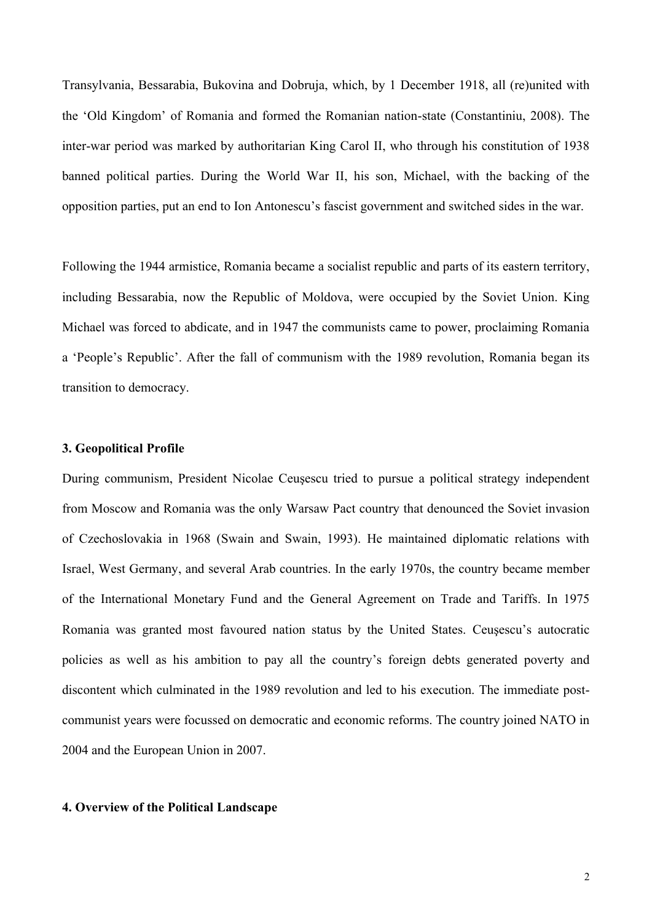Transylvania, Bessarabia, Bukovina and Dobruja, which, by 1 December 1918, all (re)united with the 'Old Kingdom' of Romania and formed the Romanian nation-state (Constantiniu, 2008). The inter-war period was marked by authoritarian King Carol II, who through his constitution of 1938 banned political parties. During the World War II, his son, Michael, with the backing of the opposition parties, put an end to Ion Antonescu's fascist government and switched sides in the war.

Following the 1944 armistice, Romania became a socialist republic and parts of its eastern territory, including Bessarabia, now the Republic of Moldova, were occupied by the Soviet Union. King Michael was forced to abdicate, and in 1947 the communists came to power, proclaiming Romania a 'People's Republic'. After the fall of communism with the 1989 revolution, Romania began its transition to democracy.

### 3. Geopolitical Profile

During communism, President Nicolae Ceuşescu tried to pursue a political strategy independent from Moscow and Romania was the only Warsaw Pact country that denounced the Soviet invasion of Czechoslovakia in 1968 (Swain and Swain, 1993). He maintained diplomatic relations with Israel, West Germany, and several Arab countries. In the early 1970s, the country became member of the International Monetary Fund and the General Agreement on Trade and Tariffs. In 1975 Romania was granted most favoured nation status by the United States. Ceuşescu's autocratic policies as well as his ambition to pay all the country's foreign debts generated poverty and discontent which culminated in the 1989 revolution and led to his execution. The immediate post-communist years were focussed on democratic and economic reforms. The country joined NATO in 2004 and the European Union in 2007.

### 4. Overview of the Political Landscape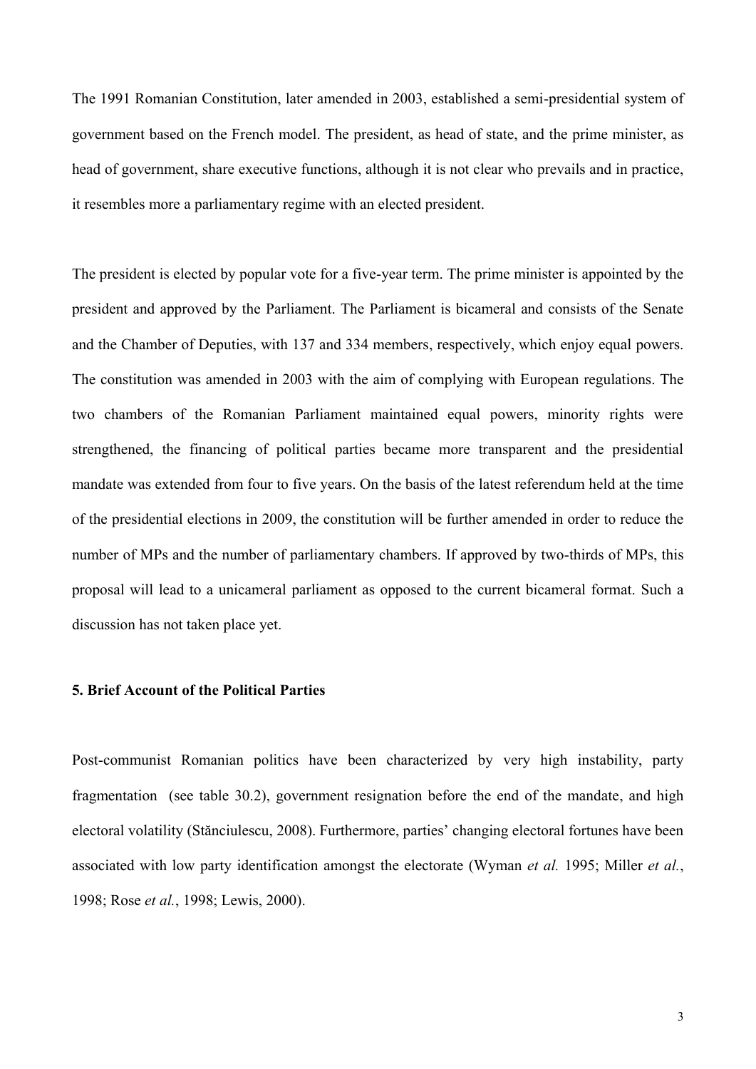The 1991 Romanian Constitution, later amended in 2003, established a semi-presidential system of government based on the French model. The president, as head of state, and the prime minister, as head of government, share executive functions, although it is not clear who prevails and in practice, it resembles more a parliamentary regime with an elected president.

The president is elected by popular vote for a five-year term. The prime minister is appointed by the president and approved by the Parliament. The Parliament is bicameral and consists of the Senate and the Chamber of Deputies, with 137 and 334 members, respectively, which enjoy equal powers. The constitution was amended in 2003 with the aim of complying with European regulations. The two chambers of the Romanian Parliament maintained equal powers, minority rights were strengthened, the financing of political parties became more transparent and the presidential mandate was extended from four to five years. On the basis of the latest referendum held at the time of the presidential elections in 2009, the constitution will be further amended in order to reduce the number of MPs and the number of parliamentary chambers. If approved by two-thirds of MPs, this proposal will lead to a unicameral parliament as opposed to the current bicameral format. Such a discussion has not taken place yet.

### 5. Brief Account of the Political Parties

Post-communist Romanian politics have been characterized by very high instability, party fragmentation (see table 30.2), government resignation before the end of the mandate, and high electoral volatility (Stănciulescu, 2008). Furthermore, parties' changing electoral fortunes have been associated with low party identification amongst the electorate (Wyman *et al.* 1995; Miller *et al.*, 1998; Rose *et al.*, 1998; Lewis, 2000).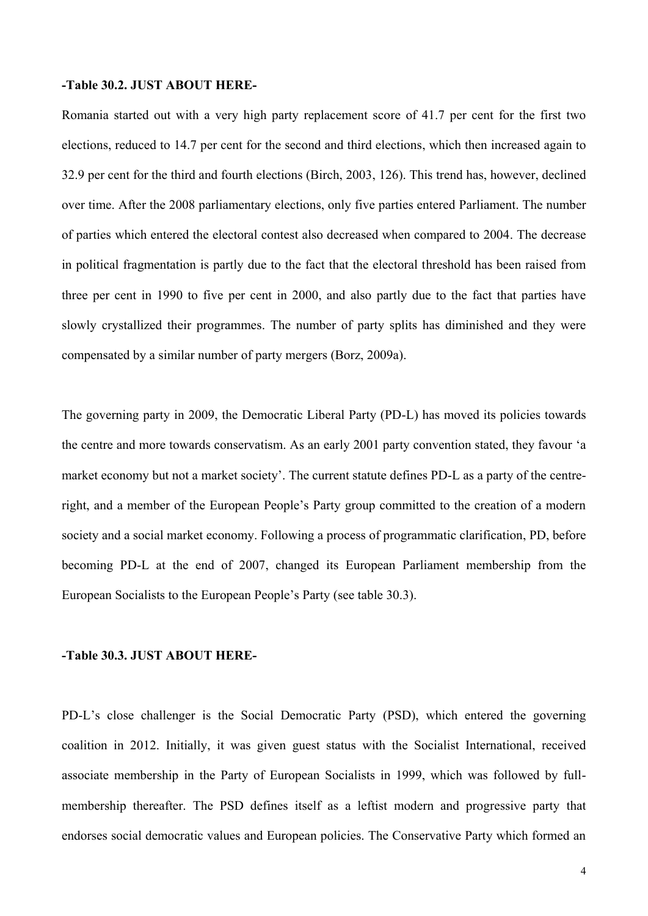**-Table 30.2. JUST ABOUT HERE-**

Romania started out with a very high party replacement score of 41.7 per cent for the first two elections, reduced to 14.7 per cent for the second and third elections, which then increased again to 32.9 per cent for the third and fourth elections (Birch, 2003, 126). This trend has, however, declined over time. After the 2008 parliamentary elections, only five parties entered Parliament. The number of parties which entered the electoral contest also decreased when compared to 2004. The decrease in political fragmentation is partly due to the fact that the electoral threshold has been raised from three per cent in 1990 to five per cent in 2000, and also partly due to the fact that parties have slowly crystallized their programmes. The number of party splits has diminished and they were compensated by a similar number of party mergers (Borz, 2009a).

The governing party in 2009, the Democratic Liberal Party (PD-L) has moved its policies towards the centre and more towards conservatism. As an early 2001 party convention stated, they favour 'a market economy but not a market society'. The current statute defines PD-L as a party of the centre-right, and a member of the European People's Party group committed to the creation of a modern society and a social market economy. Following a process of programmatic clarification, PD, before becoming PD-L at the end of 2007, changed its European Parliament membership from the European Socialists to the European People's Party (see table 30.3).

**-Table 30.3. JUST ABOUT HERE-**

PD-L's close challenger is the Social Democratic Party (PSD), which entered the governing coalition in 2012. Initially, it was given guest status with the Socialist International, received associate membership in the Party of European Socialists in 1999, which was followed by full-membership thereafter. The PSD defines itself as a leftist modern and progressive party that endorses social democratic values and European policies. The Conservative Party which formed an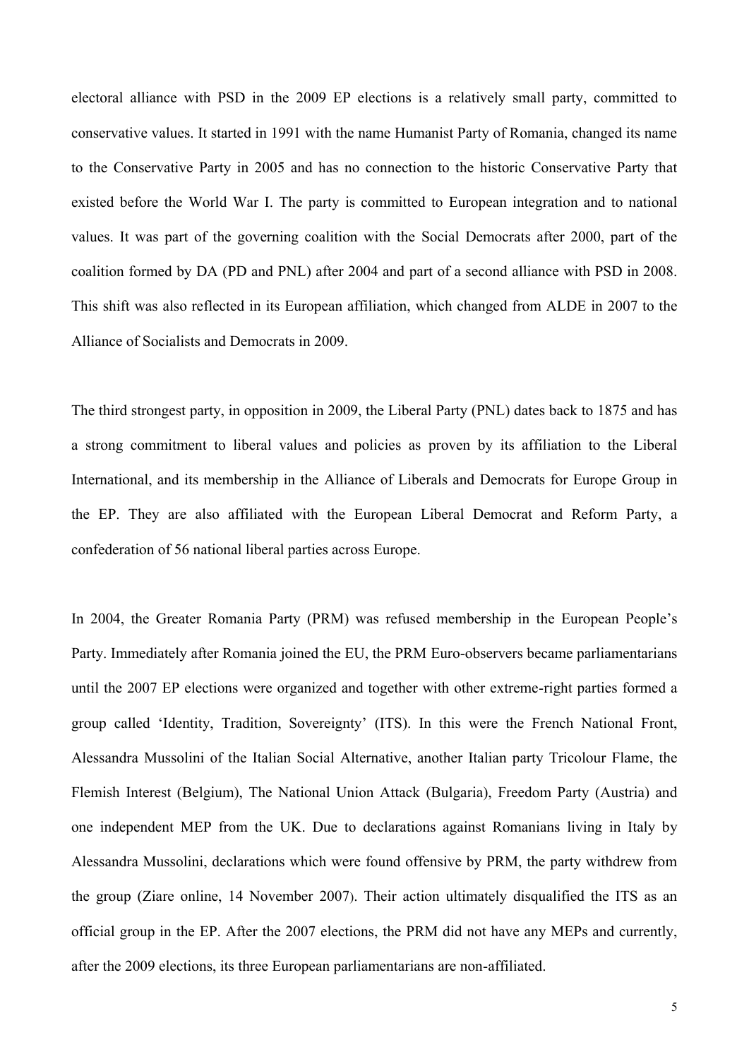electoral alliance with PSD in the 2009 EP elections is a relatively small party, committed to conservative values. It started in 1991 with the name Humanist Party of Romania, changed its name to the Conservative Party in 2005 and has no connection to the historic Conservative Party that existed before the World War I. The party is committed to European integration and to national values. It was part of the governing coalition with the Social Democrats after 2000, part of the coalition formed by DA (PD and PNL) after 2004 and part of a second alliance with PSD in 2008. This shift was also reflected in its European affiliation, which changed from ALDE in 2007 to the Alliance of Socialists and Democrats in 2009.

The third strongest party, in opposition in 2009, the Liberal Party (PNL) dates back to 1875 and has a strong commitment to liberal values and policies as proven by its affiliation to the Liberal International, and its membership in the Alliance of Liberals and Democrats for Europe Group in the EP. They are also affiliated with the European Liberal Democrat and Reform Party, a confederation of 56 national liberal parties across Europe.

In 2004, the Greater Romania Party (PRM) was refused membership in the European People's Party. Immediately after Romania joined the EU, the PRM Euro-observers became parliamentarians until the 2007 EP elections were organized and together with other extreme-right parties formed a group called 'Identity, Tradition, Sovereignty' (ITS). In this were the French National Front, Alessandra Mussolini of the Italian Social Alternative, another Italian party Tricolour Flame, the Flemish Interest (Belgium), The National Union Attack (Bulgaria), Freedom Party (Austria) and one independent MEP from the UK. Due to declarations against Romanians living in Italy by Alessandra Mussolini, declarations which were found offensive by PRM, the party withdrew from the group (Ziare online, 14 November 2007). Their action ultimately disqualified the ITS as an official group in the EP. After the 2007 elections, the PRM did not have any MEPs and currently, after the 2009 elections, its three European parliamentarians are non-affiliated.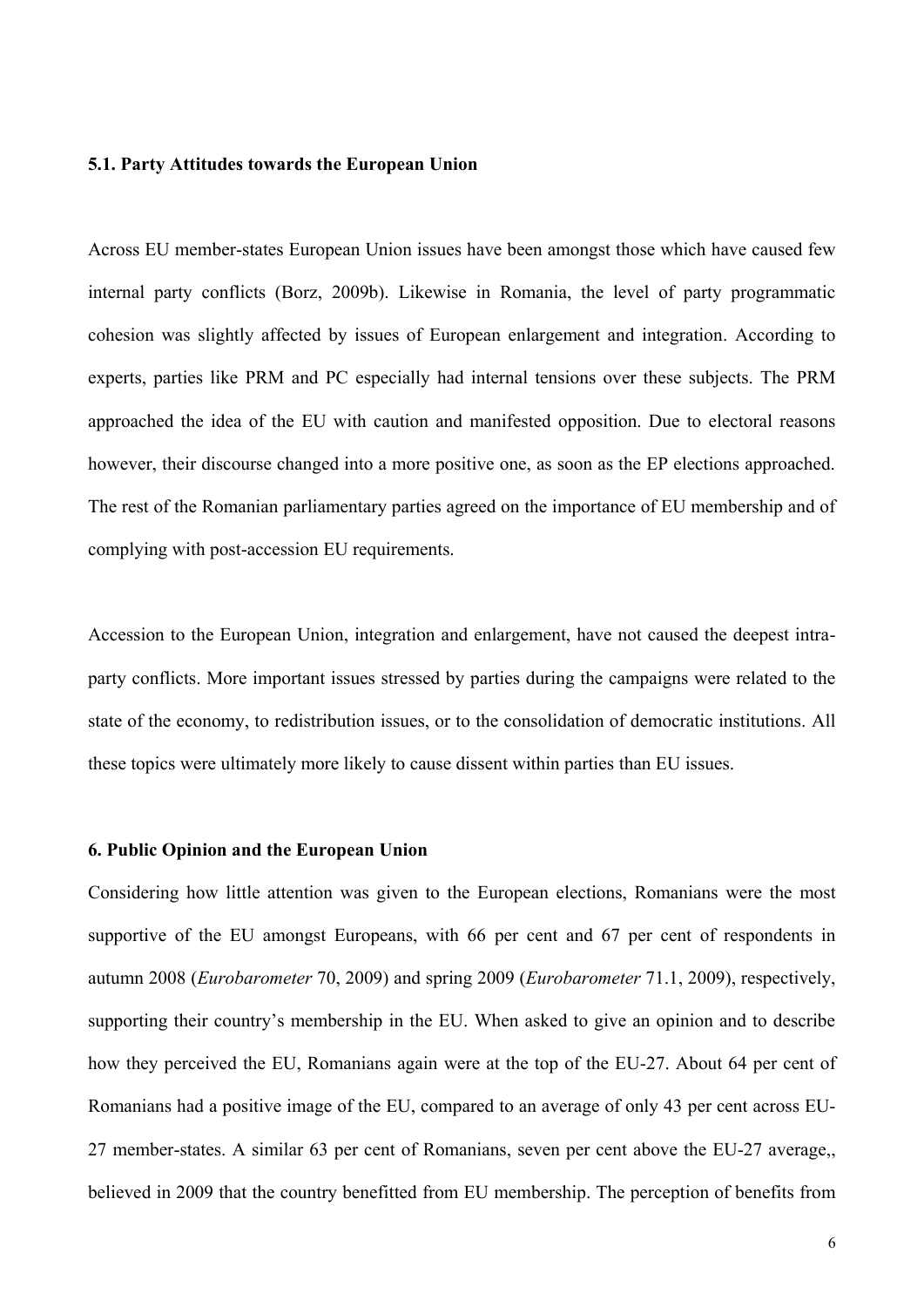### 5.1. Party Attitudes towards the European Union

Across EU member-states European Union issues have been amongst those which have caused few internal party conflicts (Borz, 2009b). Likewise in Romania, the level of party programmatic cohesion was slightly affected by issues of European enlargement and integration. According to experts, parties like PRM and PC especially had internal tensions over these subjects. The PRM approached the idea of the EU with caution and manifested opposition. Due to electoral reasons however, their discourse changed into a more positive one, as soon as the EP elections approached. The rest of the Romanian parliamentary parties agreed on the importance of EU membership and of complying with post-accession EU requirements.

Accession to the European Union, integration and enlargement, have not caused the deepest intra-party conflicts. More important issues stressed by parties during the campaigns were related to the state of the economy, to redistribution issues, or to the consolidation of democratic institutions. All these topics were ultimately more likely to cause dissent within parties than EU issues.

## 6. Public Opinion and the European Union

Considering how little attention was given to the European elections, Romanians were the most supportive of the EU amongst Europeans, with 66 per cent and 67 per cent of respondents in autumn 2008 (*Eurobarometer* 70, 2009) and spring 2009 (*Eurobarometer* 71.1, 2009), respectively, supporting their country's membership in the EU. When asked to give an opinion and to describe how they perceived the EU, Romanians again were at the top of the EU-27. About 64 per cent of Romanians had a positive image of the EU, compared to an average of only 43 per cent across EU-27 member-states. A similar 63 per cent of Romanians, seven per cent above the EU-27 average,, believed in 2009 that the country benefitted from EU membership. The perception of benefits from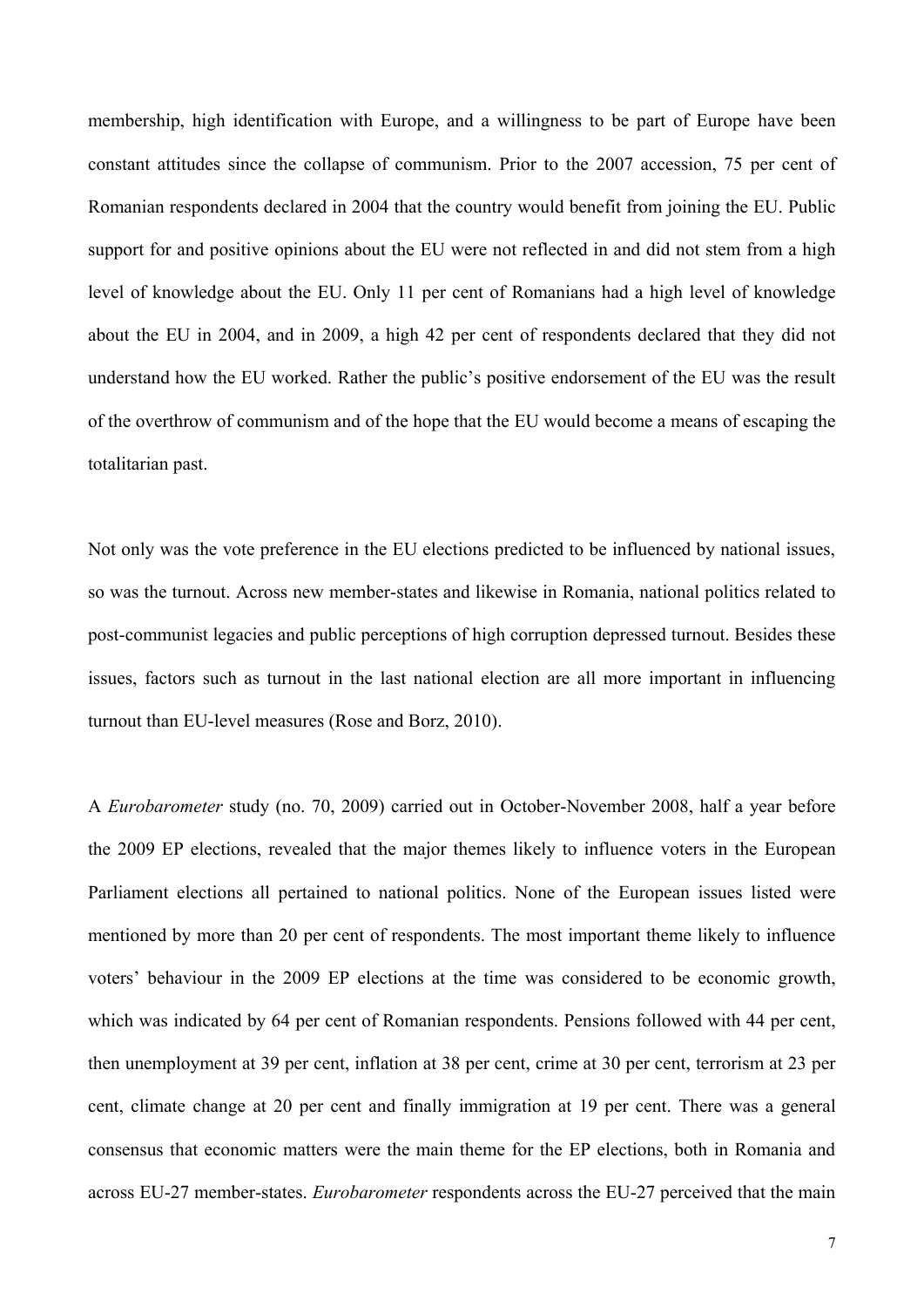membership, high identification with Europe, and a willingness to be part of Europe have been constant attitudes since the collapse of communism. Prior to the 2007 accession, 75 per cent of Romanian respondents declared in 2004 that the country would benefit from joining the EU. Public support for and positive opinions about the EU were not reflected in and did not stem from a high level of knowledge about the EU. Only 11 per cent of Romanians had a high level of knowledge about the EU in 2004, and in 2009, a high 42 per cent of respondents declared that they did not understand how the EU worked. Rather the public's positive endorsement of the EU was the result of the overthrow of communism and of the hope that the EU would become a means of escaping the totalitarian past.

Not only was the vote preference in the EU elections predicted to be influenced by national issues, so was the turnout. Across new member-states and likewise in Romania, national politics related to post-communist legacies and public perceptions of high corruption depressed turnout. Besides these issues, factors such as turnout in the last national election are all more important in influencing turnout than EU-level measures (Rose and Borz, 2010).

A *Eurobarometer* study (no. 70, 2009) carried out in October-November 2008, half a year before the 2009 EP elections, revealed that the major themes likely to influence voters in the European Parliament elections all pertained to national politics. None of the European issues listed were mentioned by more than 20 per cent of respondents. The most important theme likely to influence voters' behaviour in the 2009 EP elections at the time was considered to be economic growth, which was indicated by 64 per cent of Romanian respondents. Pensions followed with 44 per cent, then unemployment at 39 per cent, inflation at 38 per cent, crime at 30 per cent, terrorism at 23 per cent, climate change at 20 per cent and finally immigration at 19 per cent. There was a general consensus that economic matters were the main theme for the EP elections, both in Romania and across EU-27 member-states. *Eurobarometer* respondents across the EU-27 perceived that the main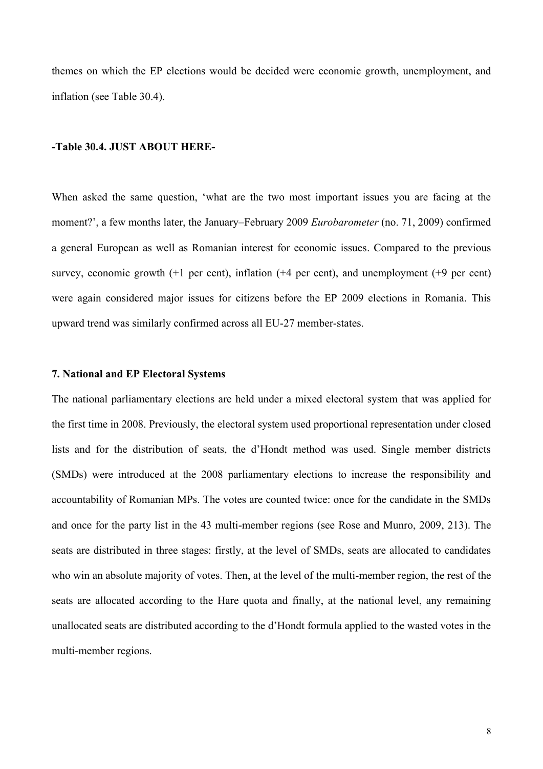themes on which the EP elections would be decided were economic growth, unemployment, and inflation (see Table 30.4).

**-Table 30.4. JUST ABOUT HERE-**

When asked the same question, 'what are the two most important issues you are facing at the moment?', a few months later, the January–February 2009 *Eurobarometer* (no. 71, 2009) confirmed a general European as well as Romanian interest for economic issues. Compared to the previous survey, economic growth (+1 per cent), inflation (+4 per cent), and unemployment (+9 per cent) were again considered major issues for citizens before the EP 2009 elections in Romania. This upward trend was similarly confirmed across all EU-27 member-states.

## 7. National and EP Electoral Systems

The national parliamentary elections are held under a mixed electoral system that was applied for the first time in 2008. Previously, the electoral system used proportional representation under closed lists and for the distribution of seats, the d'Hondt method was used. Single member districts (SMDs) were introduced at the 2008 parliamentary elections to increase the responsibility and accountability of Romanian MPs. The votes are counted twice: once for the candidate in the SMDs and once for the party list in the 43 multi-member regions (see Rose and Munro, 2009, 213). The seats are distributed in three stages: firstly, at the level of SMDs, seats are allocated to candidates who win an absolute majority of votes. Then, at the level of the multi-member region, the rest of the seats are allocated according to the Hare quota and finally, at the national level, any remaining unallocated seats are distributed according to the d'Hondt formula applied to the wasted votes in the multi-member regions.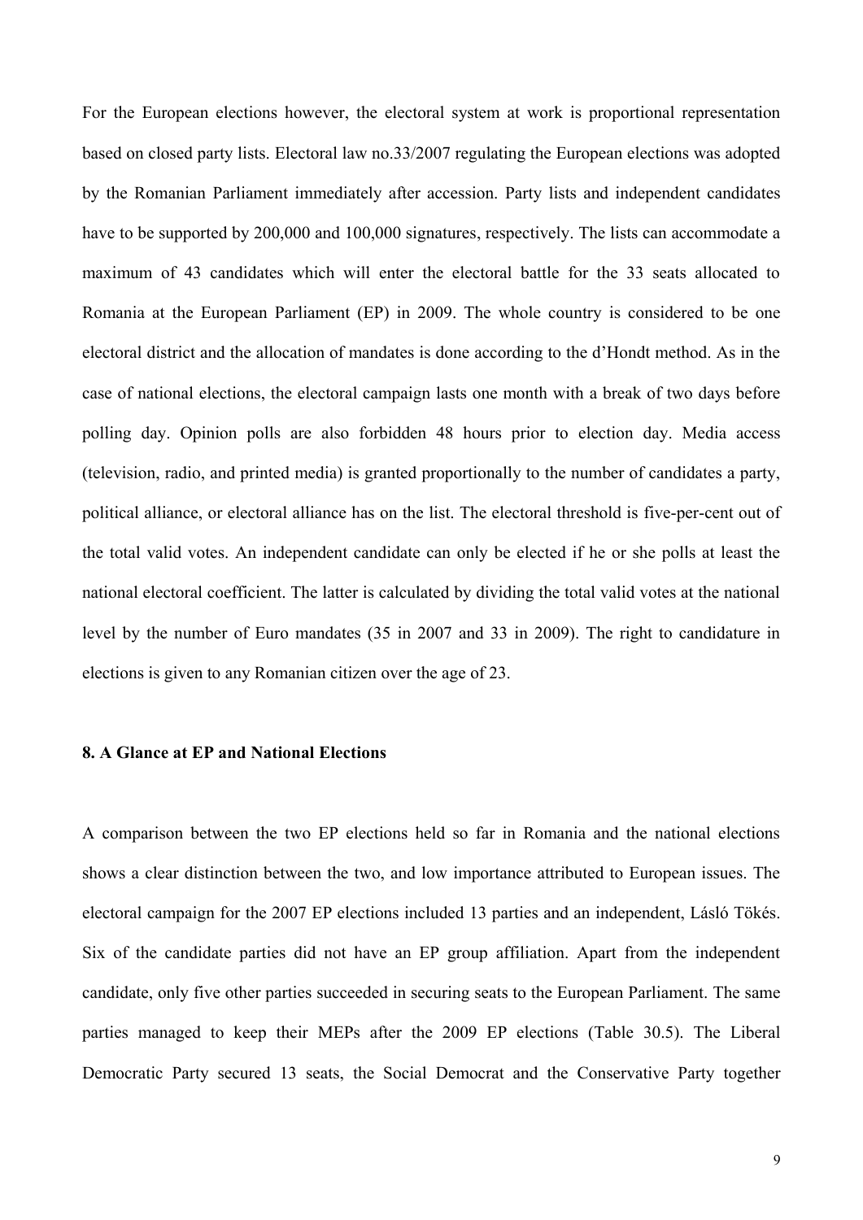For the European elections however, the electoral system at work is proportional representation based on closed party lists. Electoral law no.33/2007 regulating the European elections was adopted by the Romanian Parliament immediately after accession. Party lists and independent candidates have to be supported by 200,000 and 100,000 signatures, respectively. The lists can accommodate a maximum of 43 candidates which will enter the electoral battle for the 33 seats allocated to Romania at the European Parliament (EP) in 2009. The whole country is considered to be one electoral district and the allocation of mandates is done according to the d'Hondt method. As in the case of national elections, the electoral campaign lasts one month with a break of two days before polling day. Opinion polls are also forbidden 48 hours prior to election day. Media access (television, radio, and printed media) is granted proportionally to the number of candidates a party, political alliance, or electoral alliance has on the list. The electoral threshold is five-per-cent out of the total valid votes. An independent candidate can only be elected if he or she polls at least the national electoral coefficient. The latter is calculated by dividing the total valid votes at the national level by the number of Euro mandates (35 in 2007 and 33 in 2009). The right to candidature in elections is given to any Romanian citizen over the age of 23.

### 8. A Glance at EP and National Elections

A comparison between the two EP elections held so far in Romania and the national elections shows a clear distinction between the two, and low importance attributed to European issues. The electoral campaign for the 2007 EP elections included 13 parties and an independent, Lásló Tökés. Six of the candidate parties did not have an EP group affiliation. Apart from the independent candidate, only five other parties succeeded in securing seats to the European Parliament. The same parties managed to keep their MEPs after the 2009 EP elections (Table 30.5). The Liberal Democratic Party secured 13 seats, the Social Democrat and the Conservative Party together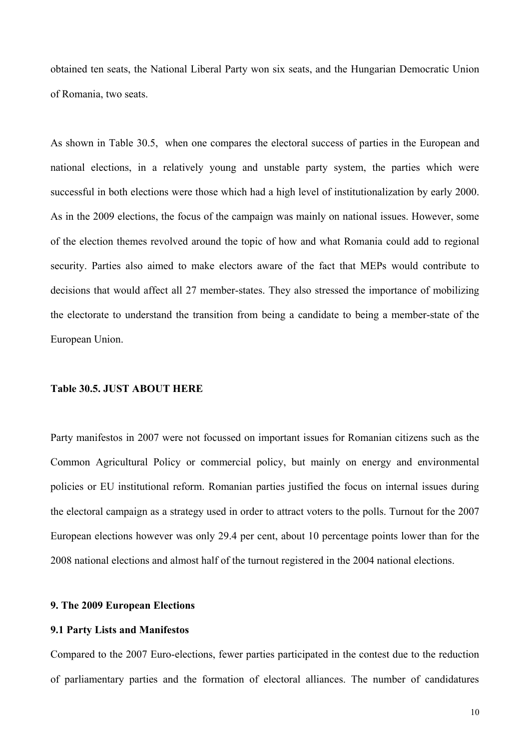obtained ten seats, the National Liberal Party won six seats, and the Hungarian Democratic Union of Romania, two seats.

As shown in Table 30.5, when one compares the electoral success of parties in the European and national elections, in a relatively young and unstable party system, the parties which were successful in both elections were those which had a high level of institutionalization by early 2000. As in the 2009 elections, the focus of the campaign was mainly on national issues. However, some of the election themes revolved around the topic of how and what Romania could add to regional security. Parties also aimed to make electors aware of the fact that MEPs would contribute to decisions that would affect all 27 member-states. They also stressed the importance of mobilizing the electorate to understand the transition from being a candidate to being a member-state of the European Union.

**Table 30.5. JUST ABOUT HERE**

Party manifestos in 2007 were not focussed on important issues for Romanian citizens such as the Common Agricultural Policy or commercial policy, but mainly on energy and environmental policies or EU institutional reform. Romanian parties justified the focus on internal issues during the electoral campaign as a strategy used in order to attract voters to the polls. Turnout for the 2007 European elections however was only 29.4 per cent, about 10 percentage points lower than for the 2008 national elections and almost half of the turnout registered in the 2004 national elections.

## 9. The 2009 European Elections

### 9.1 Party Lists and Manifestos

Compared to the 2007 Euro-elections, fewer parties participated in the contest due to the reduction of parliamentary parties and the formation of electoral alliances. The number of candidatures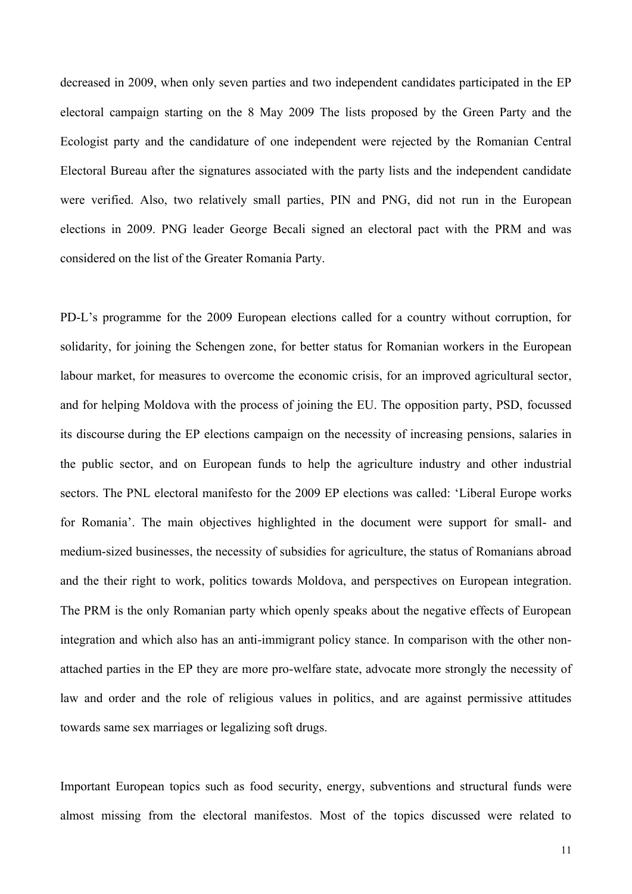decreased in 2009, when only seven parties and two independent candidates participated in the EP electoral campaign starting on the 8 May 2009 The lists proposed by the Green Party and the Ecologist party and the candidature of one independent were rejected by the Romanian Central Electoral Bureau after the signatures associated with the party lists and the independent candidate were verified. Also, two relatively small parties, PIN and PNG, did not run in the European elections in 2009. PNG leader George Becali signed an electoral pact with the PRM and was considered on the list of the Greater Romania Party.

PD-L's programme for the 2009 European elections called for a country without corruption, for solidarity, for joining the Schengen zone, for better status for Romanian workers in the European labour market, for measures to overcome the economic crisis, for an improved agricultural sector, and for helping Moldova with the process of joining the EU. The opposition party, PSD, focussed its discourse during the EP elections campaign on the necessity of increasing pensions, salaries in the public sector, and on European funds to help the agriculture industry and other industrial sectors. The PNL electoral manifesto for the 2009 EP elections was called: 'Liberal Europe works for Romania'. The main objectives highlighted in the document were support for small- and medium-sized businesses, the necessity of subsidies for agriculture, the status of Romanians abroad and the their right to work, politics towards Moldova, and perspectives on European integration. The PRM is the only Romanian party which openly speaks about the negative effects of European integration and which also has an anti-immigrant policy stance. In comparison with the other non-attached parties in the EP they are more pro-welfare state, advocate more strongly the necessity of law and order and the role of religious values in politics, and are against permissive attitudes towards same sex marriages or legalizing soft drugs.

Important European topics such as food security, energy, subventions and structural funds were almost missing from the electoral manifestos. Most of the topics discussed were related to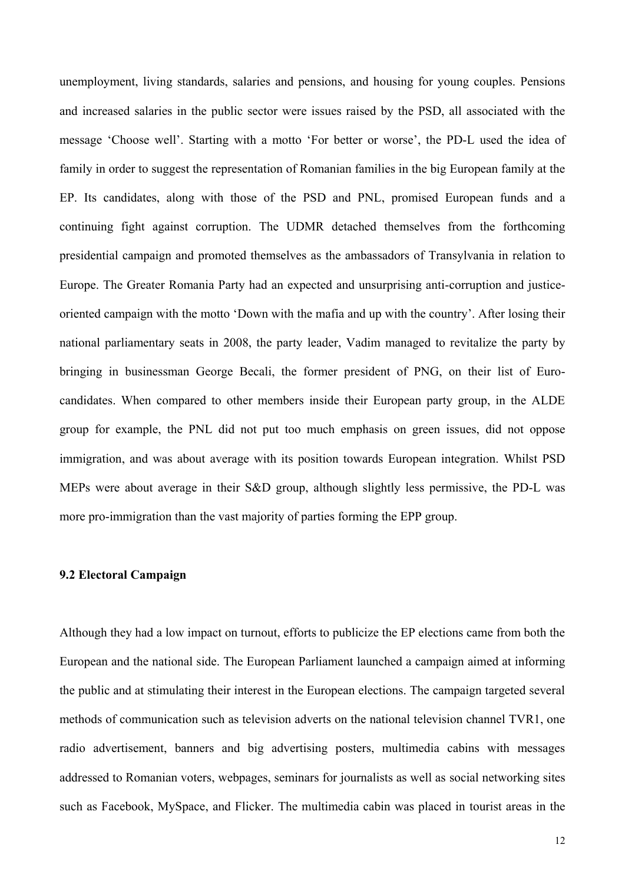unemployment, living standards, salaries and pensions, and housing for young couples. Pensions and increased salaries in the public sector were issues raised by the PSD, all associated with the message 'Choose well'. Starting with a motto 'For better or worse', the PD-L used the idea of family in order to suggest the representation of Romanian families in the big European family at the EP. Its candidates, along with those of the PSD and PNL, promised European funds and a continuing fight against corruption. The UDMR detached themselves from the forthcoming presidential campaign and promoted themselves as the ambassadors of Transylvania in relation to Europe. The Greater Romania Party had an expected and unsurprising anti-corruption and justice-oriented campaign with the motto 'Down with the mafia and up with the country'. After losing their national parliamentary seats in 2008, the party leader, Vadim managed to revitalize the party by bringing in businessman George Becali, the former president of PNG, on their list of Euro-candidates. When compared to other members inside their European party group, in the ALDE group for example, the PNL did not put too much emphasis on green issues, did not oppose immigration, and was about average with its position towards European integration. Whilst PSD MEPs were about average in their S&D group, although slightly less permissive, the PD-L was more pro-immigration than the vast majority of parties forming the EPP group.

### 9.2 Electoral Campaign

Although they had a low impact on turnout, efforts to publicize the EP elections came from both the European and the national side. The European Parliament launched a campaign aimed at informing the public and at stimulating their interest in the European elections. The campaign targeted several methods of communication such as television adverts on the national television channel TVR1, one radio advertisement, banners and big advertising posters, multimedia cabins with messages addressed to Romanian voters, webpages, seminars for journalists as well as social networking sites such as Facebook, MySpace, and Flicker. The multimedia cabin was placed in tourist areas in the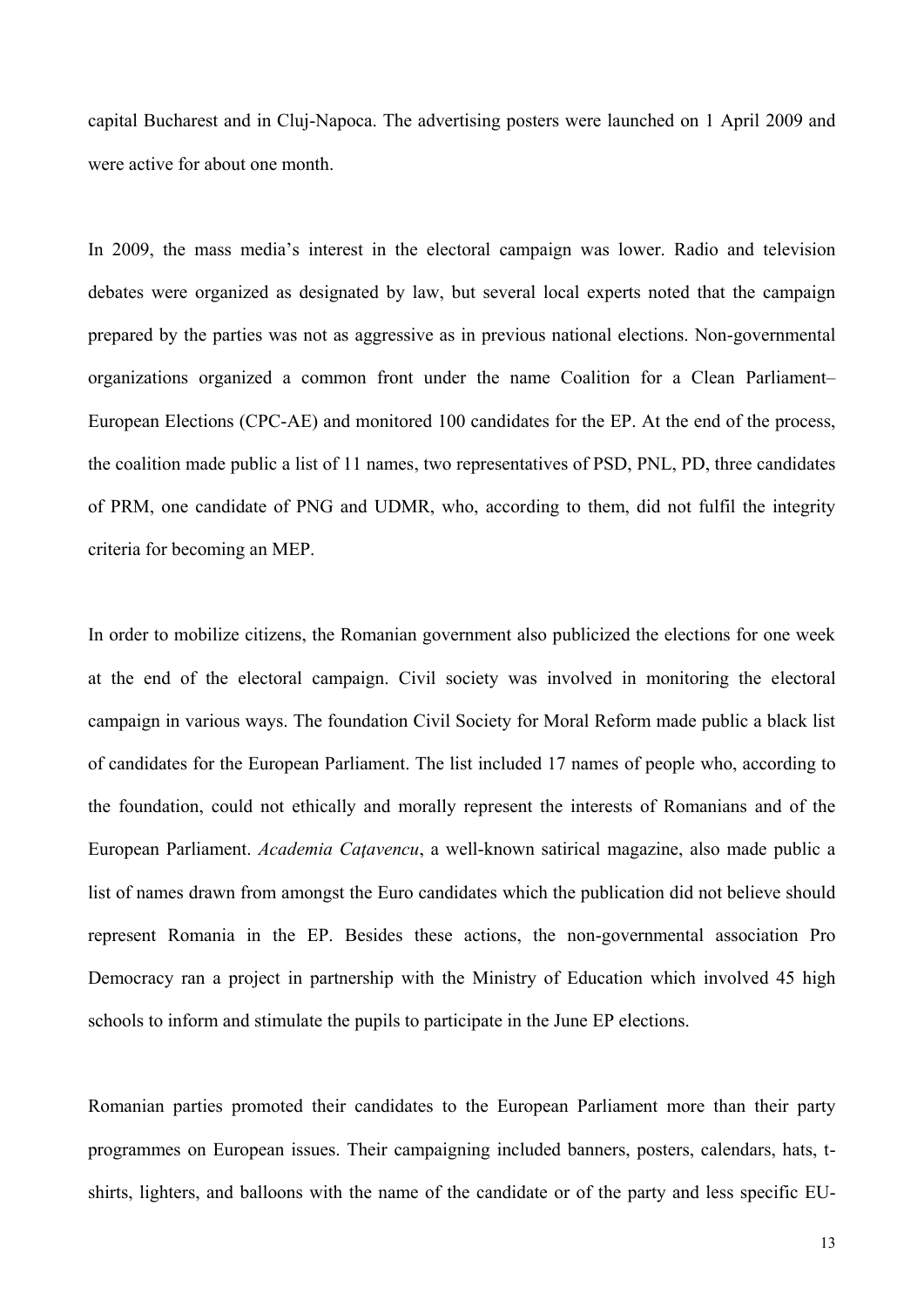capital Bucharest and in Cluj-Napoca. The advertising posters were launched on 1 April 2009 and were active for about one month.

In 2009, the mass media's interest in the electoral campaign was lower. Radio and television debates were organized as designated by law, but several local experts noted that the campaign prepared by the parties was not as aggressive as in previous national elections. Non-governmental organizations organized a common front under the name Coalition for a Clean Parliament–European Elections (CPC-AE) and monitored 100 candidates for the EP. At the end of the process, the coalition made public a list of 11 names, two representatives of PSD, PNL, PD, three candidates of PRM, one candidate of PNG and UDMR, who, according to them, did not fulfil the integrity criteria for becoming an MEP.

In order to mobilize citizens, the Romanian government also publicized the elections for one week at the end of the electoral campaign. Civil society was involved in monitoring the electoral campaign in various ways. The foundation Civil Society for Moral Reform made public a black list of candidates for the European Parliament. The list included 17 names of people who, according to the foundation, could not ethically and morally represent the interests of Romanians and of the European Parliament. *Academia Caţavencu*, a well-known satirical magazine, also made public a list of names drawn from amongst the Euro candidates which the publication did not believe should represent Romania in the EP. Besides these actions, the non-governmental association Pro Democracy ran a project in partnership with the Ministry of Education which involved 45 high schools to inform and stimulate the pupils to participate in the June EP elections.

Romanian parties promoted their candidates to the European Parliament more than their party programmes on European issues. Their campaigning included banners, posters, calendars, hats, t-shirts, lighters, and balloons with the name of the candidate or of the party and less specific EU-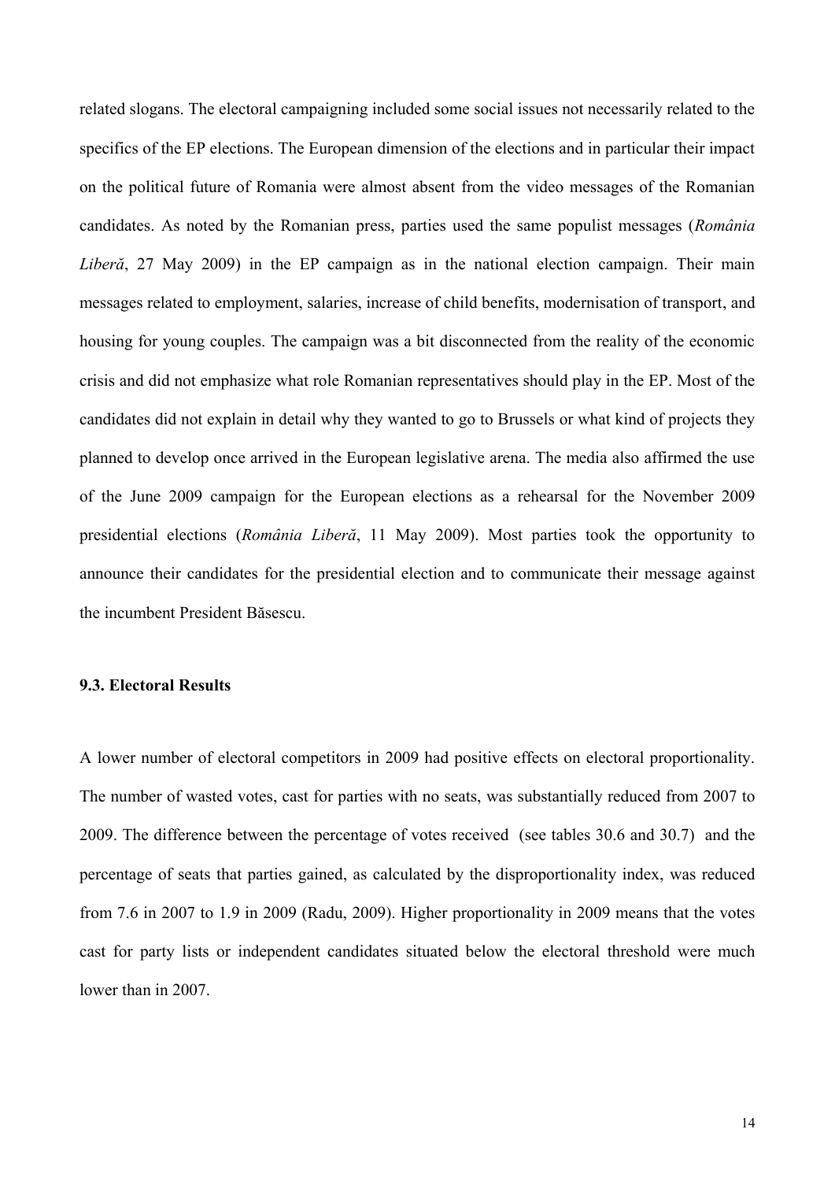related slogans. The electoral campaigning included some social issues not necessarily related to the specifics of the EP elections. The European dimension of the elections and in particular their impact on the political future of Romania were almost absent from the video messages of the Romanian candidates. As noted by the Romanian press, parties used the same populist messages (*România Liberă*, 27 May 2009) in the EP campaign as in the national election campaign. Their main messages related to employment, salaries, increase of child benefits, modernisation of transport, and housing for young couples. The campaign was a bit disconnected from the reality of the economic crisis and did not emphasize what role Romanian representatives should play in the EP. Most of the candidates did not explain in detail why they wanted to go to Brussels or what kind of projects they planned to develop once arrived in the European legislative arena. The media also affirmed the use of the June 2009 campaign for the European elections as a rehearsal for the November 2009 presidential elections (*România Liberă*, 11 May 2009). Most parties took the opportunity to announce their candidates for the presidential election and to communicate their message against the incumbent President Băsescu.

### 9.3. Electoral Results

A lower number of electoral competitors in 2009 had positive effects on electoral proportionality. The number of wasted votes, cast for parties with no seats, was substantially reduced from 2007 to 2009. The difference between the percentage of votes received (see tables 30.6 and 30.7) and the percentage of seats that parties gained, as calculated by the disproportionality index, was reduced from 7.6 in 2007 to 1.9 in 2009 (Radu, 2009). Higher proportionality in 2009 means that the votes cast for party lists or independent candidates situated below the electoral threshold were much lower than in 2007.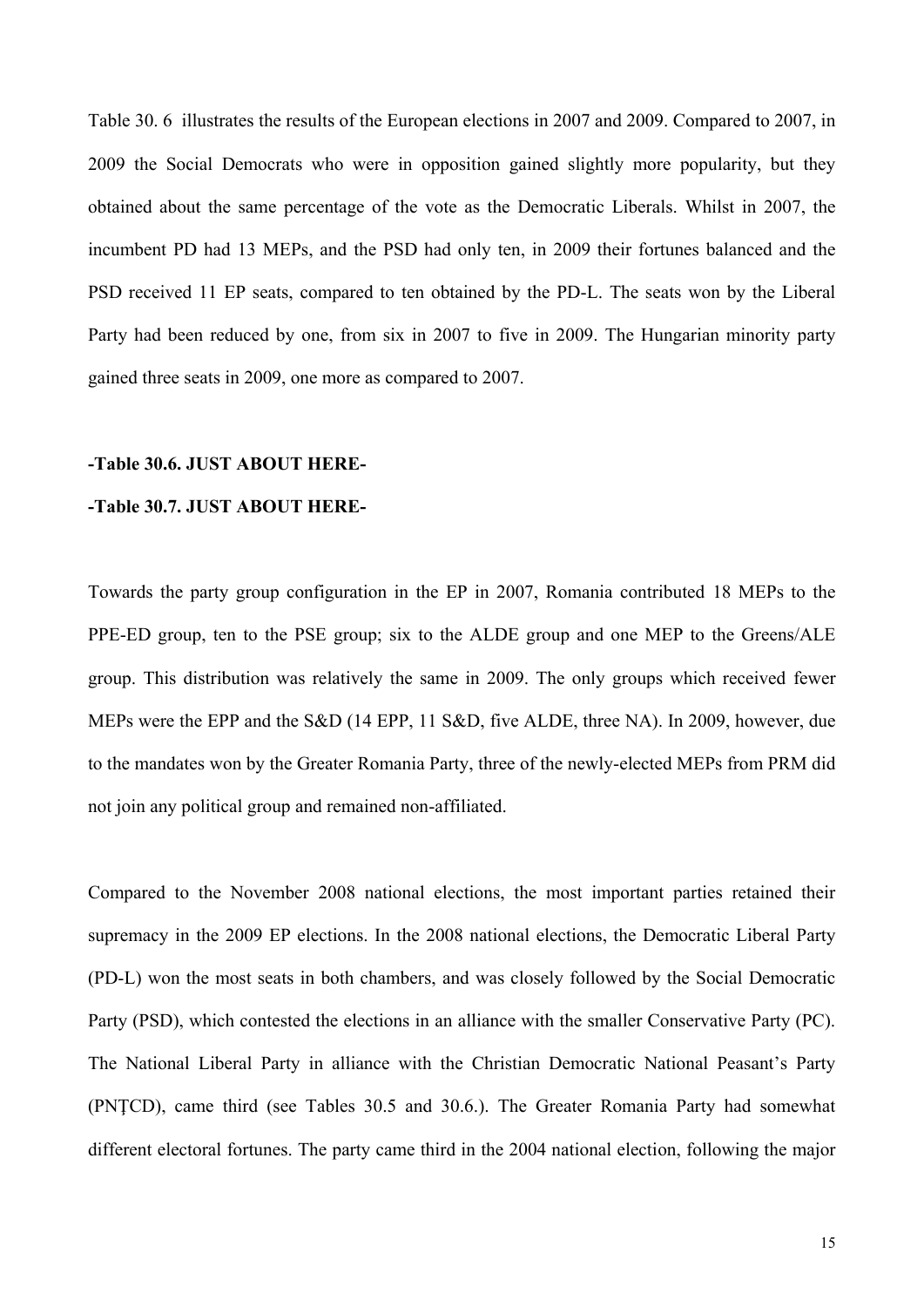Table 30. 6 illustrates the results of the European elections in 2007 and 2009. Compared to 2007, in 2009 the Social Democrats who were in opposition gained slightly more popularity, but they obtained about the same percentage of the vote as the Democratic Liberals. Whilst in 2007, the incumbent PD had 13 MEPs, and the PSD had only ten, in 2009 their fortunes balanced and the PSD received 11 EP seats, compared to ten obtained by the PD-L. The seats won by the Liberal Party had been reduced by one, from six in 2007 to five in 2009. The Hungarian minority party gained three seats in 2009, one more as compared to 2007.

**-Table 30.6. JUST ABOUT HERE-**

**-Table 30.7. JUST ABOUT HERE-**

Towards the party group configuration in the EP in 2007, Romania contributed 18 MEPs to the PPE-ED group, ten to the PSE group; six to the ALDE group and one MEP to the Greens/ALE group. This distribution was relatively the same in 2009. The only groups which received fewer MEPs were the EPP and the S&D (14 EPP, 11 S&D, five ALDE, three NA). In 2009, however, due to the mandates won by the Greater Romania Party, three of the newly-elected MEPs from PRM did not join any political group and remained non-affiliated.

Compared to the November 2008 national elections, the most important parties retained their supremacy in the 2009 EP elections. In the 2008 national elections, the Democratic Liberal Party (PD-L) won the most seats in both chambers, and was closely followed by the Social Democratic Party (PSD), which contested the elections in an alliance with the smaller Conservative Party (PC). The National Liberal Party in alliance with the Christian Democratic National Peasant's Party (PNŢCD), came third (see Tables 30.5 and 30.6.). The Greater Romania Party had somewhat different electoral fortunes. The party came third in the 2004 national election, following the major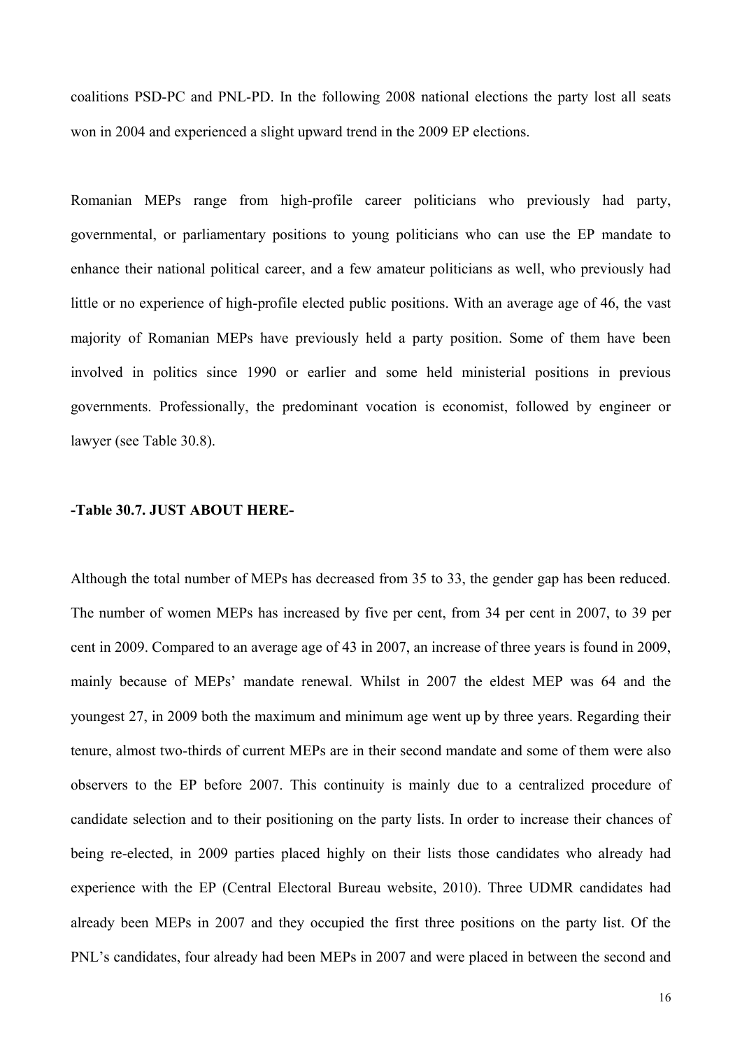coalitions PSD-PC and PNL-PD. In the following 2008 national elections the party lost all seats won in 2004 and experienced a slight upward trend in the 2009 EP elections.

Romanian MEPs range from high-profile career politicians who previously had party, governmental, or parliamentary positions to young politicians who can use the EP mandate to enhance their national political career, and a few amateur politicians as well, who previously had little or no experience of high-profile elected public positions. With an average age of 46, the vast majority of Romanian MEPs have previously held a party position. Some of them have been involved in politics since 1990 or earlier and some held ministerial positions in previous governments. Professionally, the predominant vocation is economist, followed by engineer or lawyer (see Table 30.8).

**-Table 30.7. JUST ABOUT HERE-**

Although the total number of MEPs has decreased from 35 to 33, the gender gap has been reduced. The number of women MEPs has increased by five per cent, from 34 per cent in 2007, to 39 per cent in 2009. Compared to an average age of 43 in 2007, an increase of three years is found in 2009, mainly because of MEPs' mandate renewal. Whilst in 2007 the eldest MEP was 64 and the youngest 27, in 2009 both the maximum and minimum age went up by three years. Regarding their tenure, almost two-thirds of current MEPs are in their second mandate and some of them were also observers to the EP before 2007. This continuity is mainly due to a centralized procedure of candidate selection and to their positioning on the party lists. In order to increase their chances of being re-elected, in 2009 parties placed highly on their lists those candidates who already had experience with the EP (Central Electoral Bureau website, 2010). Three UDMR candidates had already been MEPs in 2007 and they occupied the first three positions on the party list. Of the PNL's candidates, four already had been MEPs in 2007 and were placed in between the second and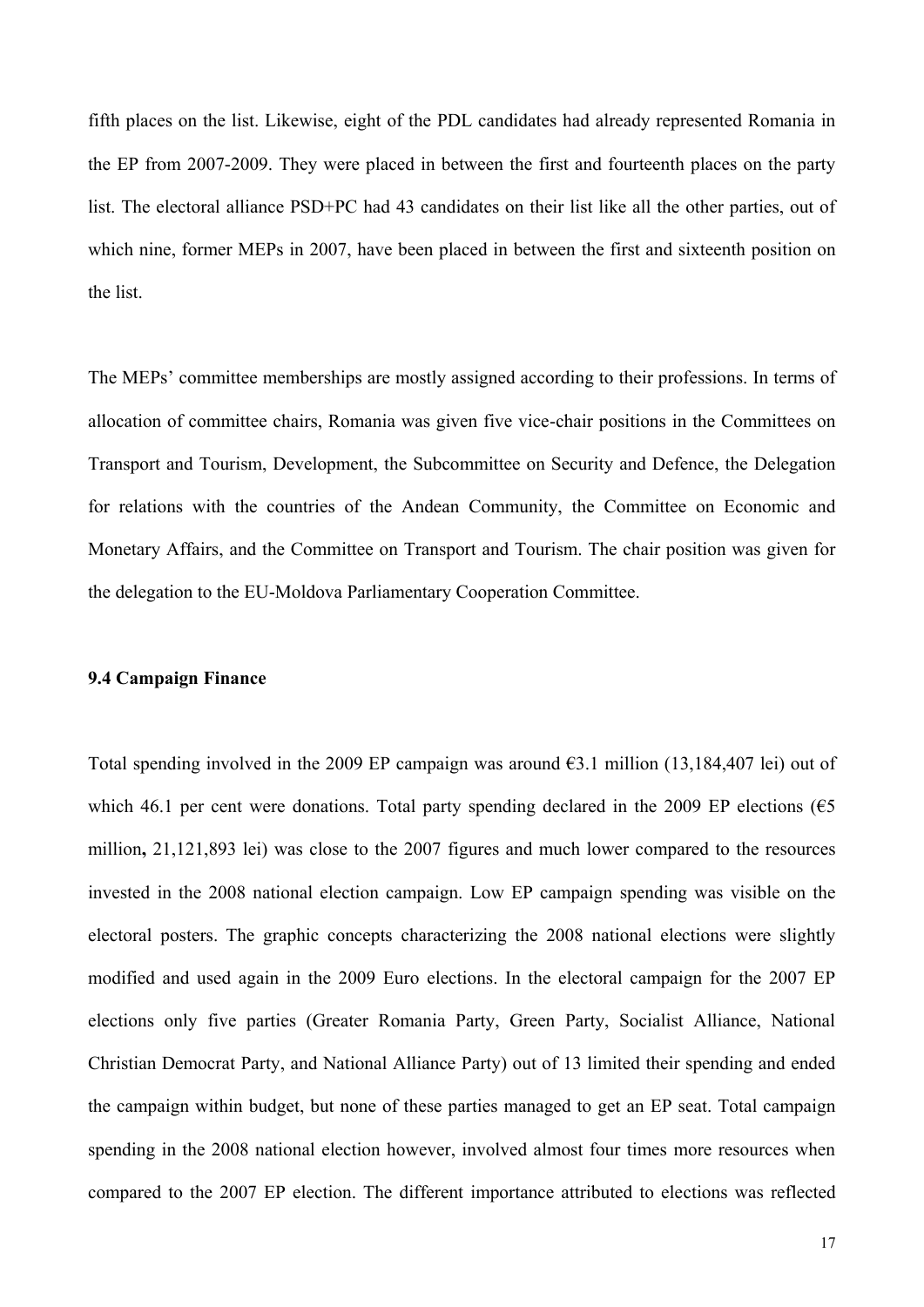fifth places on the list. Likewise, eight of the PDL candidates had already represented Romania in the EP from 2007-2009. They were placed in between the first and fourteenth places on the party list. The electoral alliance PSD+PC had 43 candidates on their list like all the other parties, out of which nine, former MEPs in 2007, have been placed in between the first and sixteenth position on the list.

The MEPs' committee memberships are mostly assigned according to their professions. In terms of allocation of committee chairs, Romania was given five vice-chair positions in the Committees on Transport and Tourism, Development, the Subcommittee on Security and Defence, the Delegation for relations with the countries of the Andean Community, the Committee on Economic and Monetary Affairs, and the Committee on Transport and Tourism. The chair position was given for the delegation to the EU-Moldova Parliamentary Cooperation Committee.

### 9.4 Campaign Finance

Total spending involved in the 2009 EP campaign was around €3.1 million (13,184,407 lei) out of which 46.1 per cent were donations. Total party spending declared in the 2009 EP elections (€5 million**,** 21,121,893 lei) was close to the 2007 figures and much lower compared to the resources invested in the 2008 national election campaign. Low EP campaign spending was visible on the electoral posters. The graphic concepts characterizing the 2008 national elections were slightly modified and used again in the 2009 Euro elections. In the electoral campaign for the 2007 EP elections only five parties (Greater Romania Party, Green Party, Socialist Alliance, National Christian Democrat Party, and National Alliance Party) out of 13 limited their spending and ended the campaign within budget, but none of these parties managed to get an EP seat. Total campaign spending in the 2008 national election however, involved almost four times more resources when compared to the 2007 EP election. The different importance attributed to elections was reflected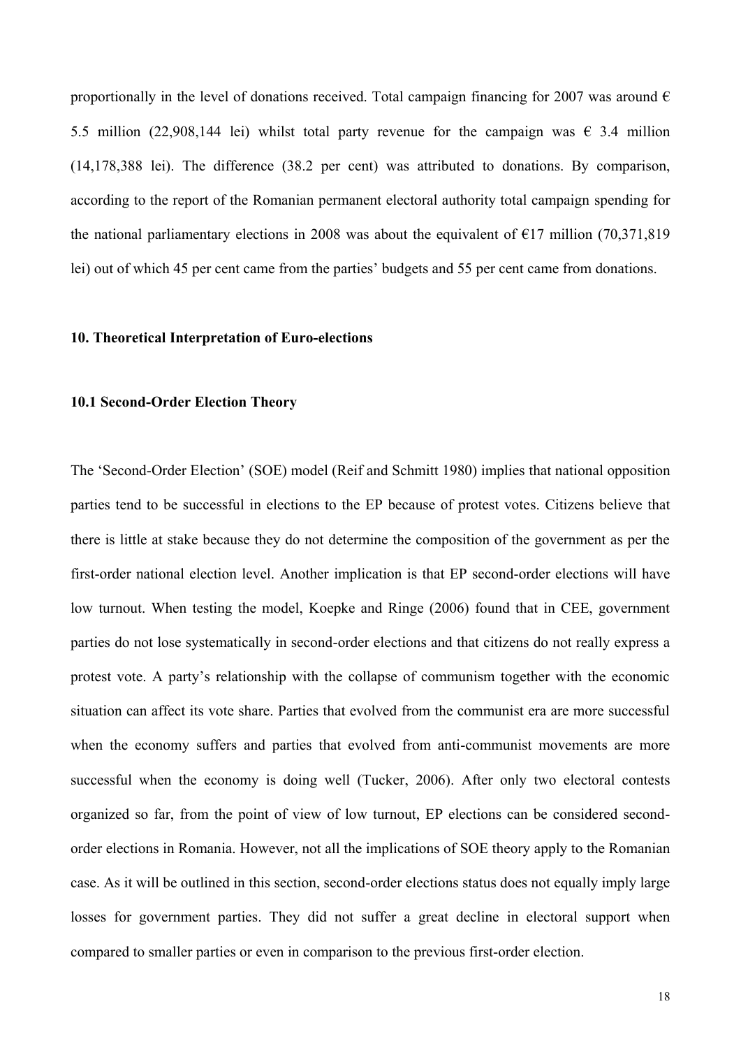proportionally in the level of donations received. Total campaign financing for 2007 was around € 5.5 million (22,908,144 lei) whilst total party revenue for the campaign was € 3.4 million (14,178,388 lei). The difference (38.2 per cent) was attributed to donations. By comparison, according to the report of the Romanian permanent electoral authority total campaign spending for the national parliamentary elections in 2008 was about the equivalent of €17 million (70,371,819 lei) out of which 45 per cent came from the parties' budgets and 55 per cent came from donations.

## 10. Theoretical Interpretation of Euro-elections

### 10.1 Second-Order Election Theory

The 'Second-Order Election' (SOE) model (Reif and Schmitt 1980) implies that national opposition parties tend to be successful in elections to the EP because of protest votes. Citizens believe that there is little at stake because they do not determine the composition of the government as per the first-order national election level. Another implication is that EP second-order elections will have low turnout. When testing the model, Koepke and Ringe (2006) found that in CEE, government parties do not lose systematically in second-order elections and that citizens do not really express a protest vote. A party's relationship with the collapse of communism together with the economic situation can affect its vote share. Parties that evolved from the communist era are more successful when the economy suffers and parties that evolved from anti-communist movements are more successful when the economy is doing well (Tucker, 2006). After only two electoral contests organized so far, from the point of view of low turnout, EP elections can be considered second-order elections in Romania. However, not all the implications of SOE theory apply to the Romanian case. As it will be outlined in this section, second-order elections status does not equally imply large losses for government parties. They did not suffer a great decline in electoral support when compared to smaller parties or even in comparison to the previous first-order election.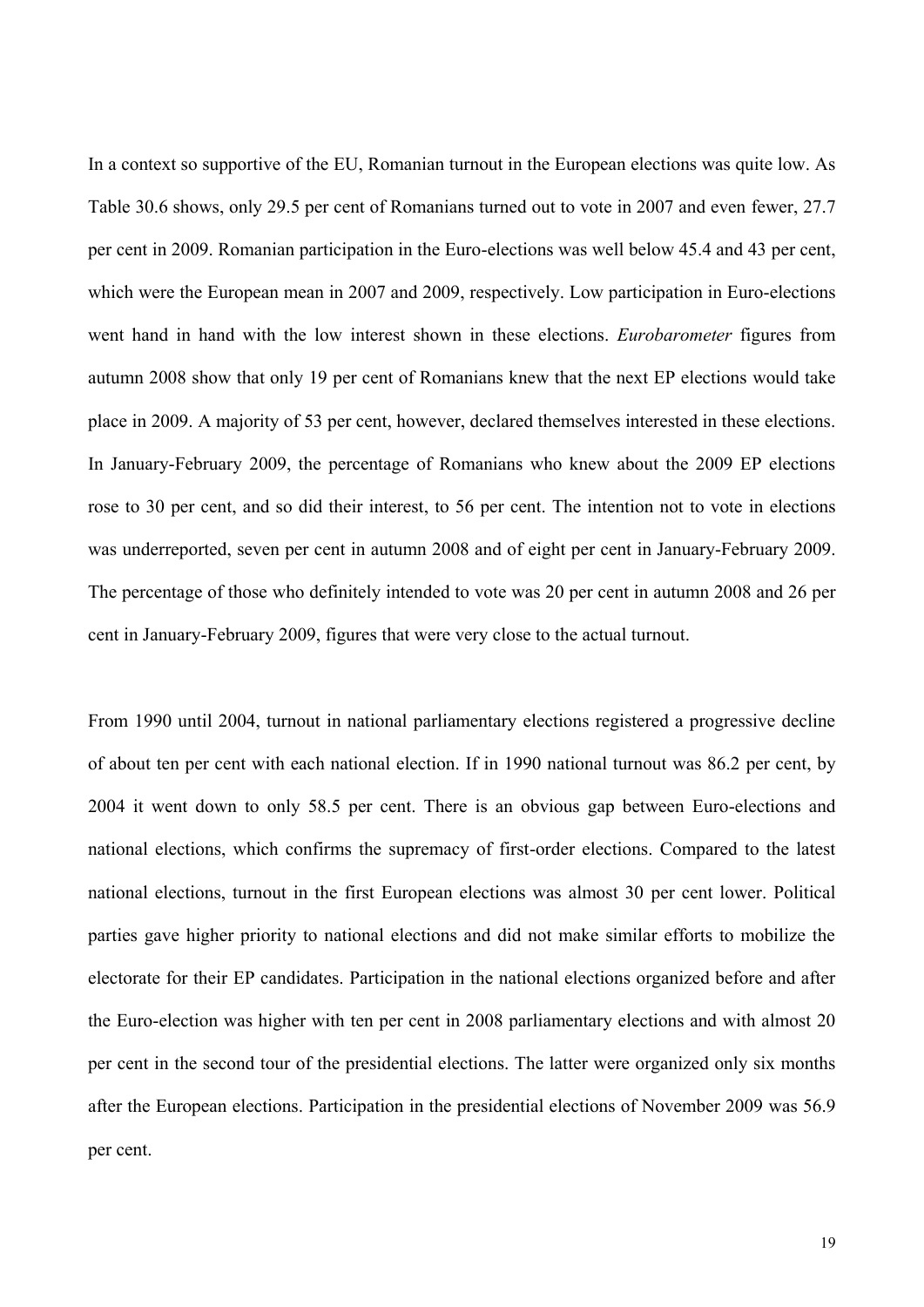In a context so supportive of the EU, Romanian turnout in the European elections was quite low. As Table 30.6 shows, only 29.5 per cent of Romanians turned out to vote in 2007 and even fewer, 27.7 per cent in 2009. Romanian participation in the Euro-elections was well below 45.4 and 43 per cent, which were the European mean in 2007 and 2009, respectively. Low participation in Euro-elections went hand in hand with the low interest shown in these elections. *Eurobarometer* figures from autumn 2008 show that only 19 per cent of Romanians knew that the next EP elections would take place in 2009. A majority of 53 per cent, however, declared themselves interested in these elections. In January-February 2009, the percentage of Romanians who knew about the 2009 EP elections rose to 30 per cent, and so did their interest, to 56 per cent. The intention not to vote in elections was underreported, seven per cent in autumn 2008 and of eight per cent in January-February 2009. The percentage of those who definitely intended to vote was 20 per cent in autumn 2008 and 26 per cent in January-February 2009, figures that were very close to the actual turnout.

From 1990 until 2004, turnout in national parliamentary elections registered a progressive decline of about ten per cent with each national election. If in 1990 national turnout was 86.2 per cent, by 2004 it went down to only 58.5 per cent. There is an obvious gap between Euro-elections and national elections, which confirms the supremacy of first-order elections. Compared to the latest national elections, turnout in the first European elections was almost 30 per cent lower. Political parties gave higher priority to national elections and did not make similar efforts to mobilize the electorate for their EP candidates. Participation in the national elections organized before and after the Euro-election was higher with ten per cent in 2008 parliamentary elections and with almost 20 per cent in the second tour of the presidential elections. The latter were organized only six months after the European elections. Participation in the presidential elections of November 2009 was 56.9 per cent.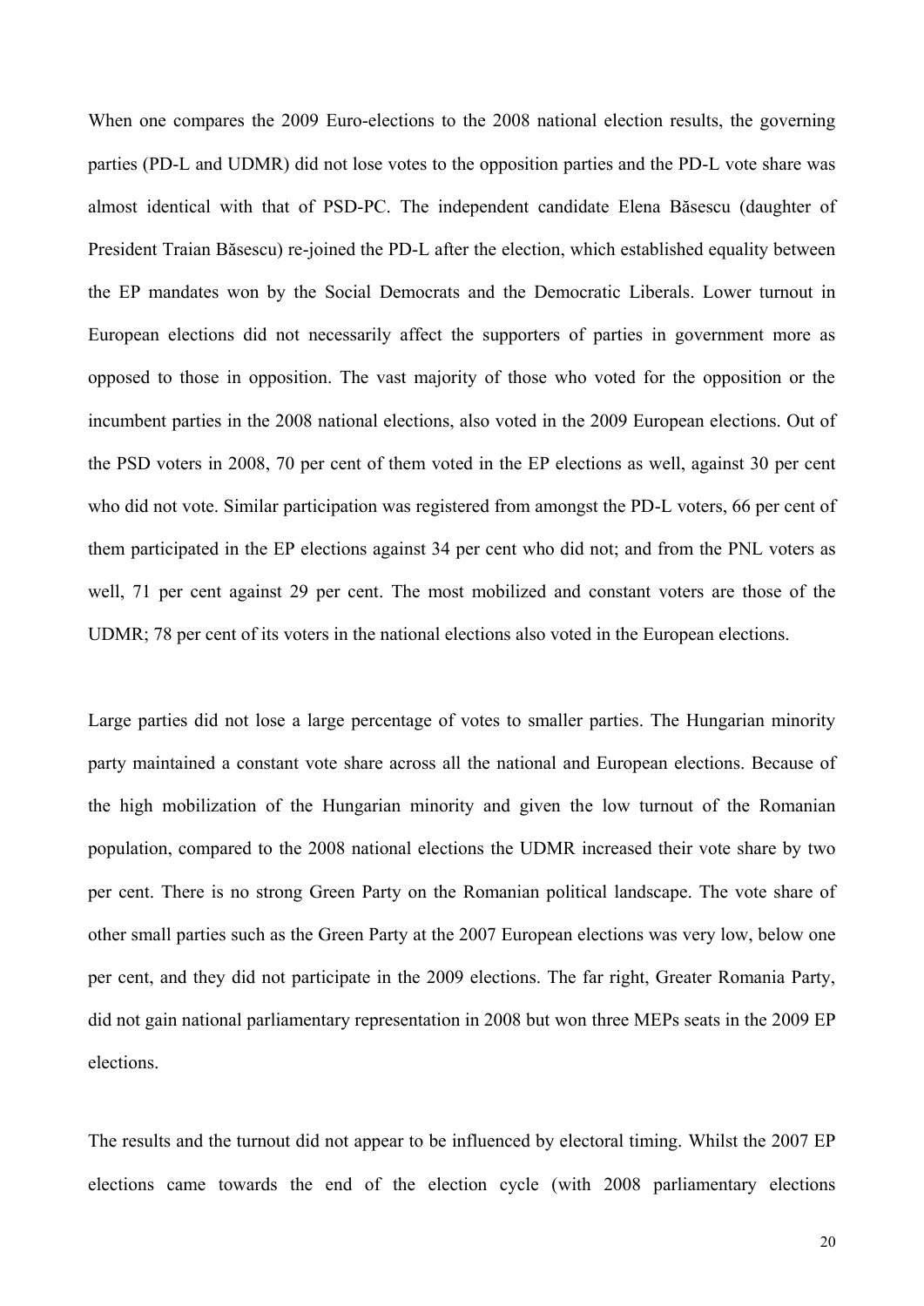When one compares the 2009 Euro-elections to the 2008 national election results, the governing parties (PD-L and UDMR) did not lose votes to the opposition parties and the PD-L vote share was almost identical with that of PSD-PC. The independent candidate Elena Băsescu (daughter of President Traian Băsescu) re-joined the PD-L after the election, which established equality between the EP mandates won by the Social Democrats and the Democratic Liberals. Lower turnout in European elections did not necessarily affect the supporters of parties in government more as opposed to those in opposition. The vast majority of those who voted for the opposition or the incumbent parties in the 2008 national elections, also voted in the 2009 European elections. Out of the PSD voters in 2008, 70 per cent of them voted in the EP elections as well, against 30 per cent who did not vote. Similar participation was registered from amongst the PD-L voters, 66 per cent of them participated in the EP elections against 34 per cent who did not; and from the PNL voters as well, 71 per cent against 29 per cent. The most mobilized and constant voters are those of the UDMR; 78 per cent of its voters in the national elections also voted in the European elections.

Large parties did not lose a large percentage of votes to smaller parties. The Hungarian minority party maintained a constant vote share across all the national and European elections. Because of the high mobilization of the Hungarian minority and given the low turnout of the Romanian population, compared to the 2008 national elections the UDMR increased their vote share by two per cent. There is no strong Green Party on the Romanian political landscape. The vote share of other small parties such as the Green Party at the 2007 European elections was very low, below one per cent, and they did not participate in the 2009 elections. The far right, Greater Romania Party, did not gain national parliamentary representation in 2008 but won three MEPs seats in the 2009 EP elections.

The results and the turnout did not appear to be influenced by electoral timing. Whilst the 2007 EP elections came towards the end of the election cycle (with 2008 parliamentary elections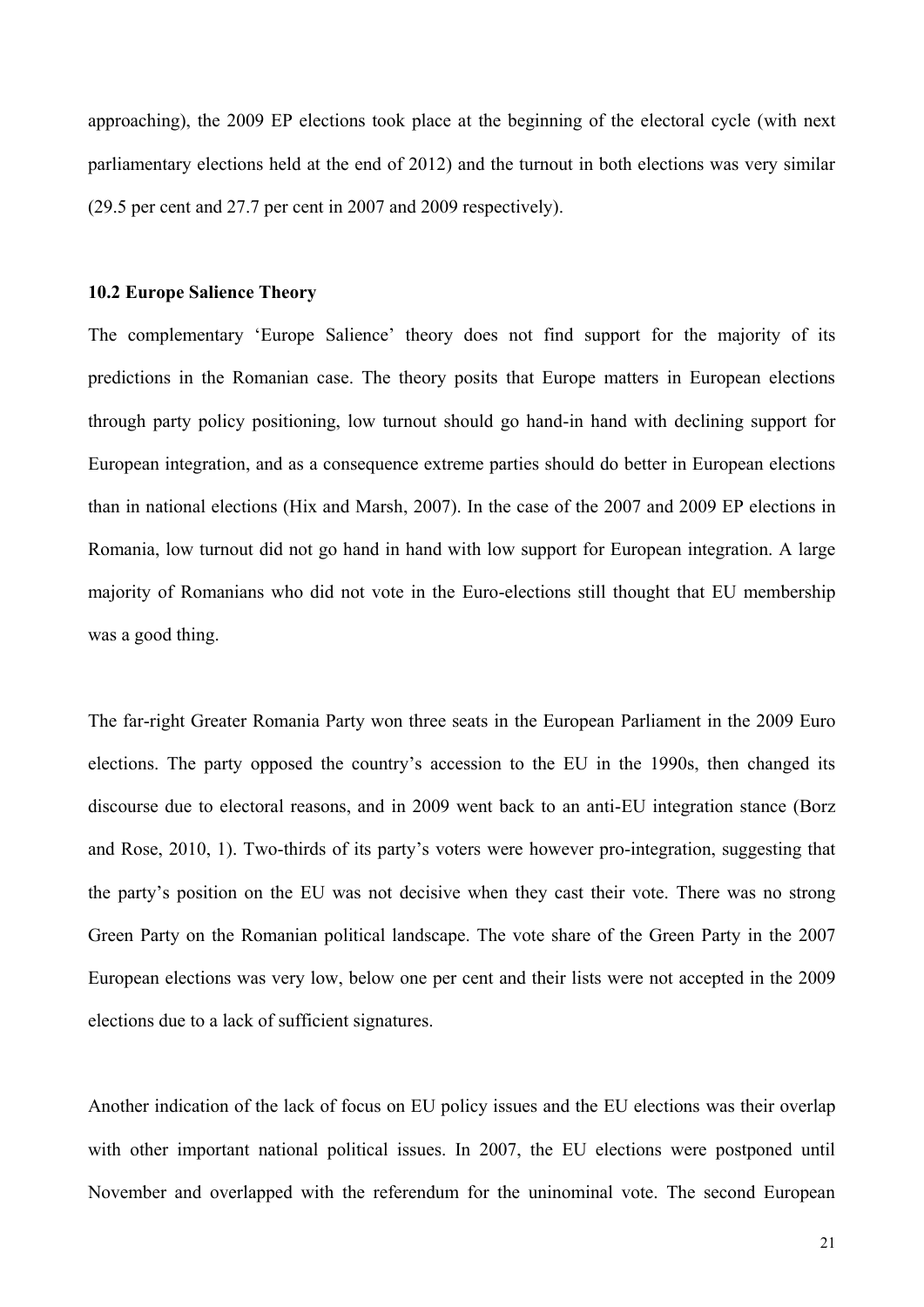approaching), the 2009 EP elections took place at the beginning of the electoral cycle (with next parliamentary elections held at the end of 2012) and the turnout in both elections was very similar (29.5 per cent and 27.7 per cent in 2007 and 2009 respectively).

### 10.2 Europe Salience Theory

The complementary 'Europe Salience' theory does not find support for the majority of its predictions in the Romanian case. The theory posits that Europe matters in European elections through party policy positioning, low turnout should go hand-in hand with declining support for European integration, and as a consequence extreme parties should do better in European elections than in national elections (Hix and Marsh, 2007). In the case of the 2007 and 2009 EP elections in Romania, low turnout did not go hand in hand with low support for European integration. A large majority of Romanians who did not vote in the Euro-elections still thought that EU membership was a good thing.

The far-right Greater Romania Party won three seats in the European Parliament in the 2009 Euro elections. The party opposed the country's accession to the EU in the 1990s, then changed its discourse due to electoral reasons, and in 2009 went back to an anti-EU integration stance (Borz and Rose, 2010, 1). Two-thirds of its party's voters were however pro-integration, suggesting that the party's position on the EU was not decisive when they cast their vote. There was no strong Green Party on the Romanian political landscape. The vote share of the Green Party in the 2007 European elections was very low, below one per cent and their lists were not accepted in the 2009 elections due to a lack of sufficient signatures.

Another indication of the lack of focus on EU policy issues and the EU elections was their overlap with other important national political issues. In 2007, the EU elections were postponed until November and overlapped with the referendum for the uninominal vote. The second European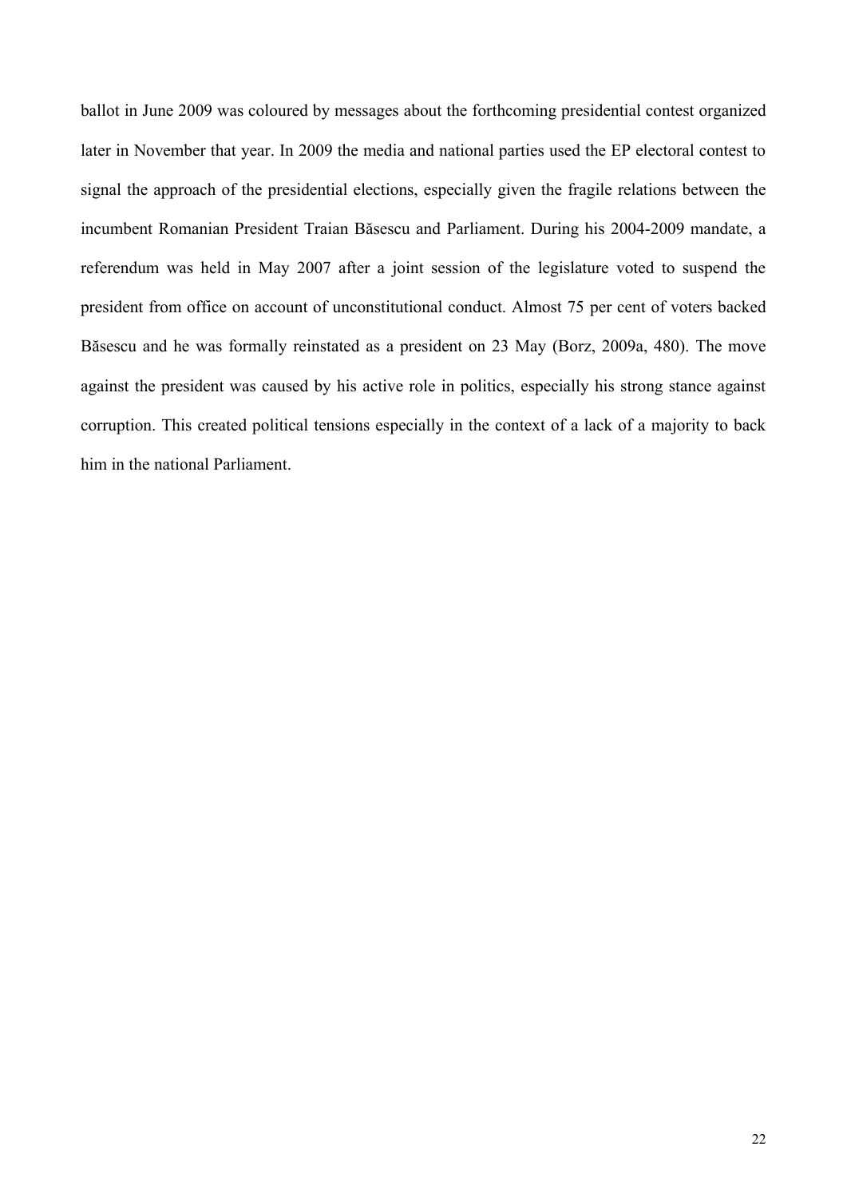ballot in June 2009 was coloured by messages about the forthcoming presidential contest organized later in November that year. In 2009 the media and national parties used the EP electoral contest to signal the approach of the presidential elections, especially given the fragile relations between the incumbent Romanian President Traian Băsescu and Parliament. During his 2004-2009 mandate, a referendum was held in May 2007 after a joint session of the legislature voted to suspend the president from office on account of unconstitutional conduct. Almost 75 per cent of voters backed Băsescu and he was formally reinstated as a president on 23 May (Borz, 2009a, 480). The move against the president was caused by his active role in politics, especially his strong stance against corruption. This created political tensions especially in the context of a lack of a majority to back him in the national Parliament.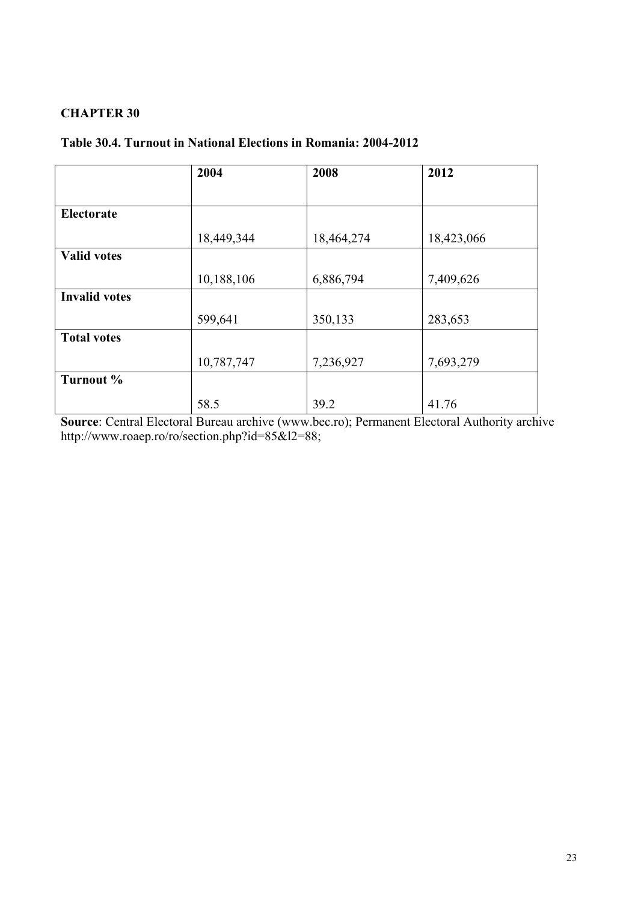## CHAPTER 30

**Table 30.4. Turnout in National Elections in Romania: 2004-2012**

| | 2004 | 2008 | 2012 |
|---|---|---|---|
| **Electorate** | 18,449,344 | 18,464,274 | 18,423,066 |
| **Valid votes** | 10,188,106 | 6,886,794 | 7,409,626 |
| **Invalid votes** | 599,641 | 350,133 | 283,653 |
| **Total votes** | 10,787,747 | 7,236,927 | 7,693,279 |
| **Turnout %** | 58.5 | 39.2 | 41.76 |

**Source**: Central Electoral Bureau archive (www.bec.ro); Permanent Electoral Authority archive http://www.roaep.ro/ro/section.php?id=85&l2=88;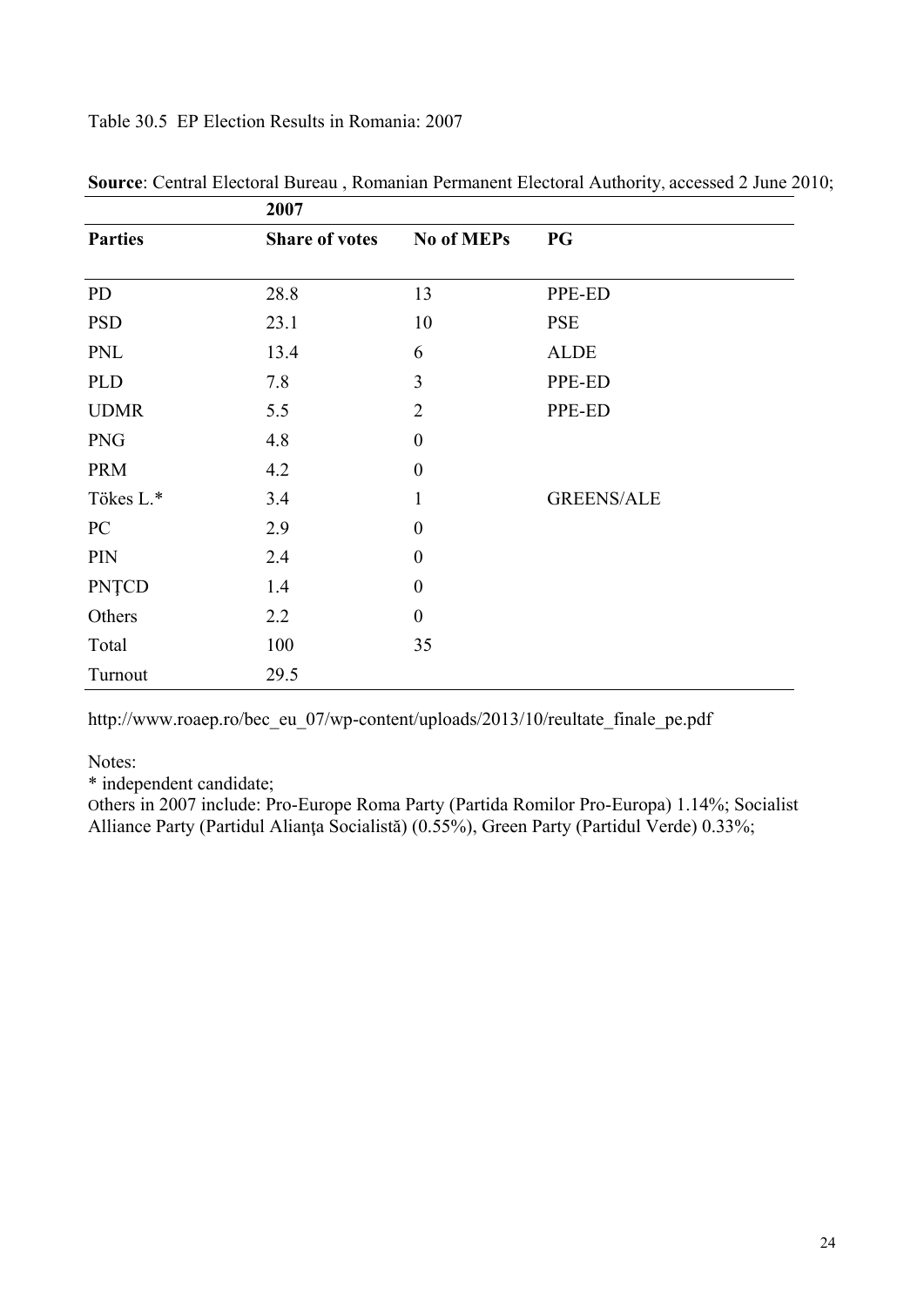Table 30.5 EP Election Results in Romania: 2007

**Source**: Central Electoral Bureau , Romanian Permanent Electoral Authority, accessed 2 June 2010;

| | 2007 | | |
|---|---|---|---|
| **Parties** | **Share of votes** | **No of MEPs** | **PG** |
| PD | 28.8 | 13 | PPE-ED |
| PSD | 23.1 | 10 | PSE |
| PNL | 13.4 | 6 | ALDE |
| PLD | 7.8 | 3 | PPE-ED |
| UDMR | 5.5 | 2 | PPE-ED |
| PNG | 4.8 | 0 | |
| PRM | 4.2 | 0 | |
| Tökes L.* | 3.4 | 1 | GREENS/ALE |
| PC | 2.9 | 0 | |
| PIN | 2.4 | 0 | |
| PNȚCD | 1.4 | 0 | |
| Others | 2.2 | 0 | |
| Total | 100 | 35 | |
| Turnout | 29.5 | | |

http://www.roaep.ro/bec_eu_07/wp-content/uploads/2013/10/reultate_finale_pe.pdf

Notes:

* independent candidate;

Others in 2007 include: Pro-Europe Roma Party (Partida Romilor Pro-Europa) 1.14%; Socialist Alliance Party (Partidul Alianţa Socialistă) (0.55%), Green Party (Partidul Verde) 0.33%;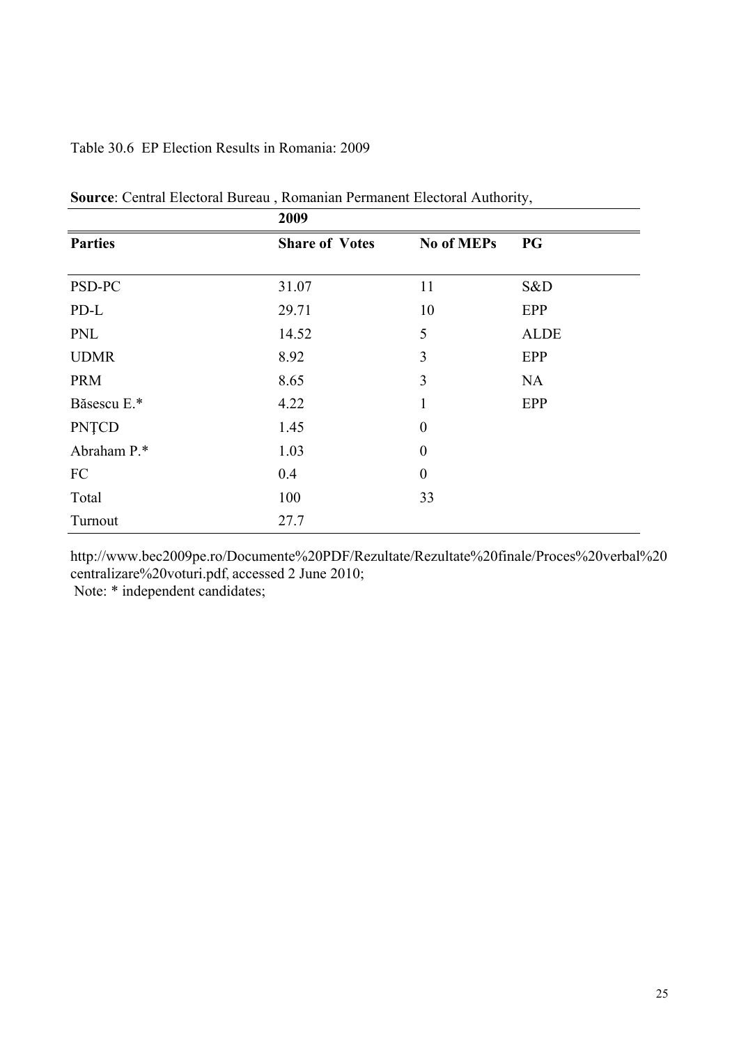Table 30.6 EP Election Results in Romania: 2009

**Source**: Central Electoral Bureau , Romanian Permanent Electoral Authority,

| | 2009 | | |
|---|---|---|---|
| **Parties** | **Share of Votes** | **No of MEPs** | **PG** |
| PSD-PC | 31.07 | 11 | S&D |
| PD-L | 29.71 | 10 | EPP |
| PNL | 14.52 | 5 | ALDE |
| UDMR | 8.92 | 3 | EPP |
| PRM | 8.65 | 3 | NA |
| Băsescu E.* | 4.22 | 1 | EPP |
| PNȚCD | 1.45 | 0 | |
| Abraham P.* | 1.03 | 0 | |
| FC | 0.4 | 0 | |
| Total | 100 | 33 | |
| Turnout | 27.7 | | |

http://www.bec2009pe.ro/Documente%20PDF/Rezultate/Rezultate%20finale/Proces%20verbal%20centralizare%20voturi.pdf, accessed 2 June 2010;

Note: * independent candidates;